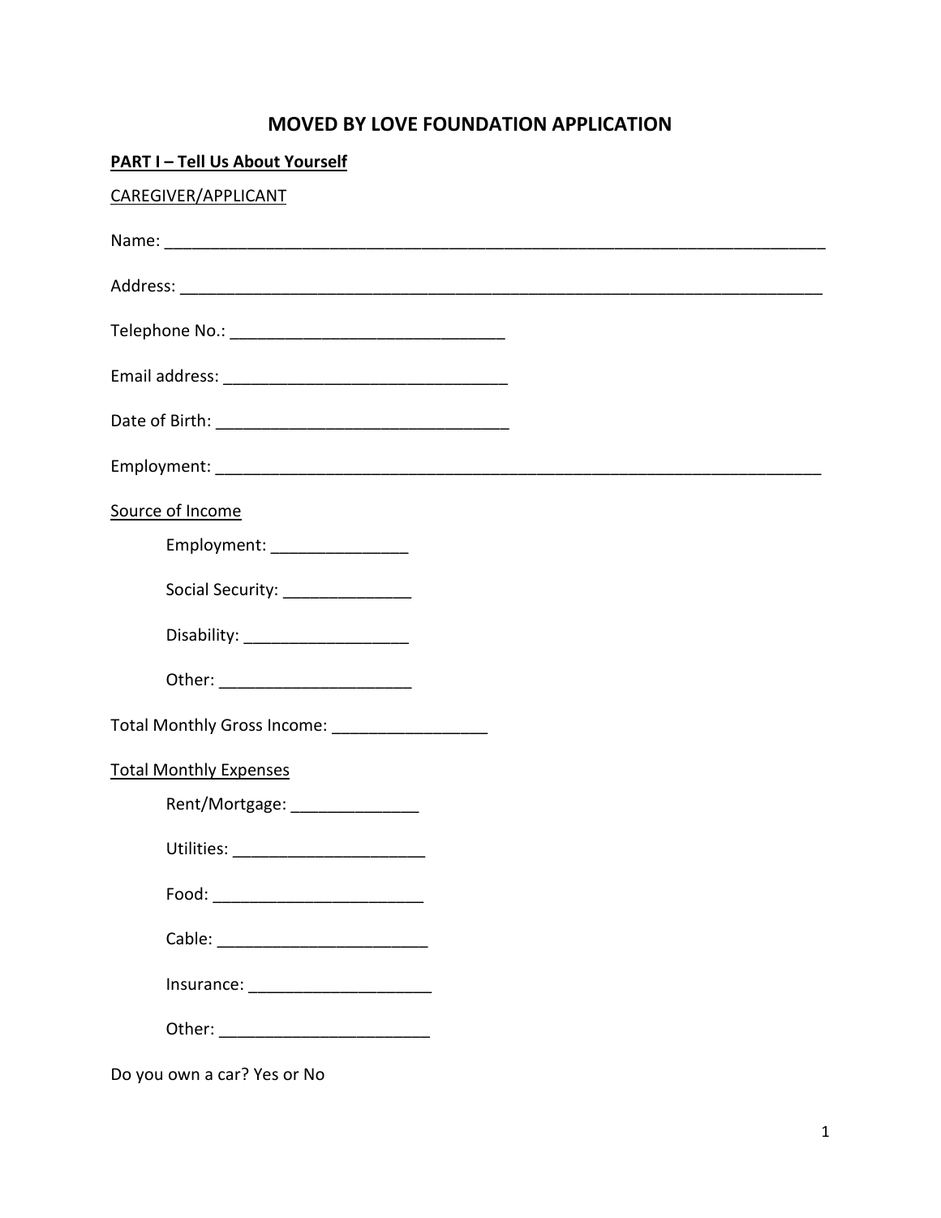# MOVED BY LOVE FOUNDATION APPLICATION

**PART I – Tell Us About Yourself**

CAREGIVER/APPLICANT

Name: ___________________________________________________________________________

Address: _________________________________________________________________________

Telephone No.: ______________________________

Email address: _______________________________

Date of Birth: ________________________________

Employment: ______________________________________________________________________

Source of Income

Employment: _______________

Social Security: ______________

Disability: __________________

Other: _____________________

Total Monthly Gross Income: _________________

Total Monthly Expenses

Rent/Mortgage: ______________

Utilities: _____________________

Food: _______________________

Cable: _______________________

Insurance: ____________________

Other: _______________________

Do you own a car? Yes or No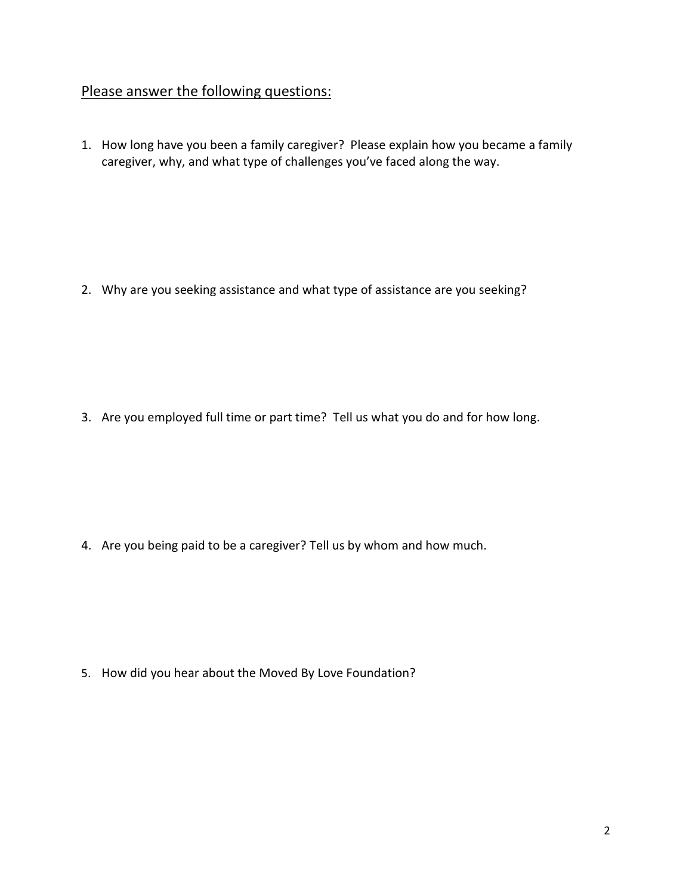Please answer the following questions:

1. How long have you been a family caregiver? Please explain how you became a family caregiver, why, and what type of challenges you've faced along the way.

2. Why are you seeking assistance and what type of assistance are you seeking?

3. Are you employed full time or part time? Tell us what you do and for how long.

4. Are you being paid to be a caregiver? Tell us by whom and how much.

5. How did you hear about the Moved By Love Foundation?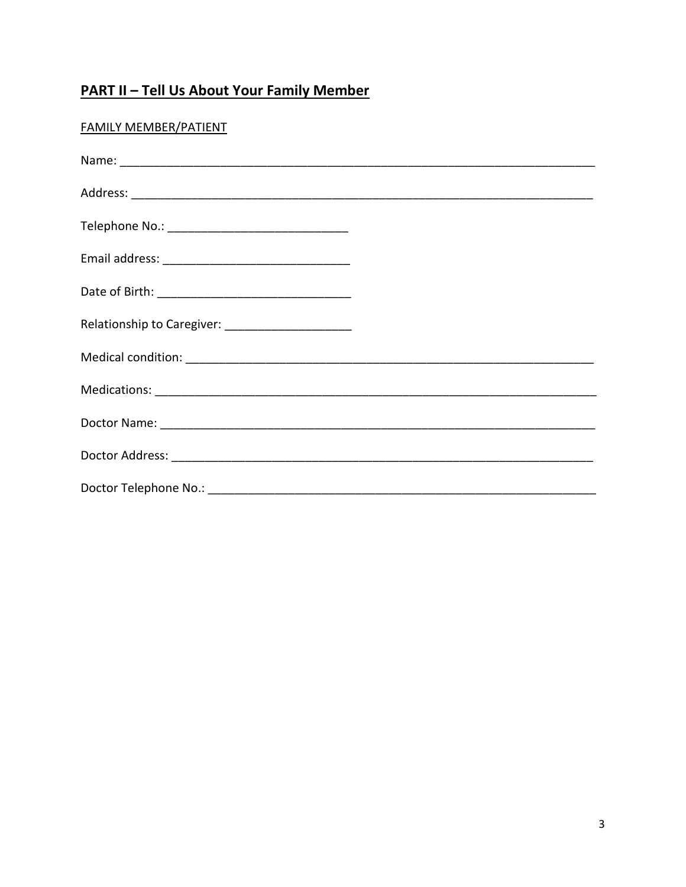## PART II – Tell Us About Your Family Member

FAMILY MEMBER/PATIENT

Name: ___________________________________________________________________________

Address: _________________________________________________________________________

Telephone No.: ___________________________

Email address: ____________________________

Date of Birth: _____________________________

Relationship to Caregiver: ___________________

Medical condition: _________________________________________________________________

Medications: ______________________________________________________________________

Doctor Name: _____________________________________________________________________

Doctor Address: ___________________________________________________________________

Doctor Telephone No.: ______________________________________________________________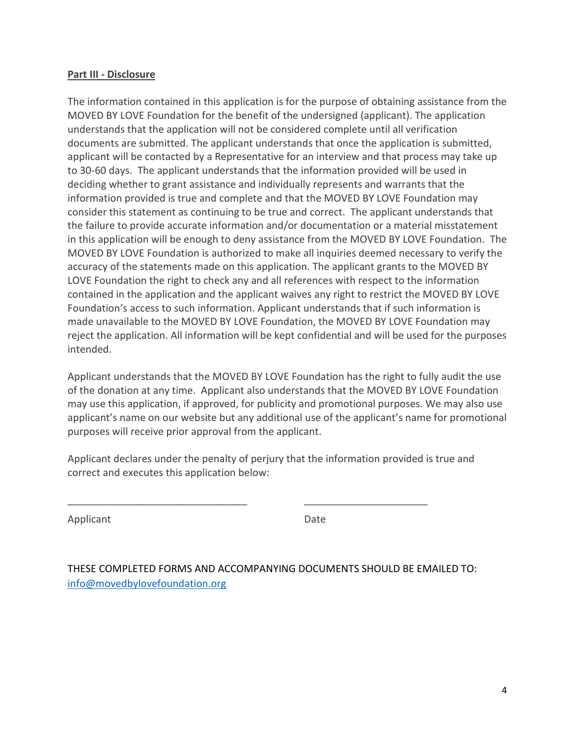**Part III - Disclosure**

The information contained in this application is for the purpose of obtaining assistance from the MOVED BY LOVE Foundation for the benefit of the undersigned (applicant). The application understands that the application will not be considered complete until all verification documents are submitted. The applicant understands that once the application is submitted, applicant will be contacted by a Representative for an interview and that process may take up to 30-60 days. The applicant understands that the information provided will be used in deciding whether to grant assistance and individually represents and warrants that the information provided is true and complete and that the MOVED BY LOVE Foundation may consider this statement as continuing to be true and correct. The applicant understands that the failure to provide accurate information and/or documentation or a material misstatement in this application will be enough to deny assistance from the MOVED BY LOVE Foundation. The MOVED BY LOVE Foundation is authorized to make all inquiries deemed necessary to verify the accuracy of the statements made on this application. The applicant grants to the MOVED BY LOVE Foundation the right to check any and all references with respect to the information contained in the application and the applicant waives any right to restrict the MOVED BY LOVE Foundation's access to such information. Applicant understands that if such information is made unavailable to the MOVED BY LOVE Foundation, the MOVED BY LOVE Foundation may reject the application. All information will be kept confidential and will be used for the purposes intended.

Applicant understands that the MOVED BY LOVE Foundation has the right to fully audit the use of the donation at any time. Applicant also understands that the MOVED BY LOVE Foundation may use this application, if approved, for publicity and promotional purposes. We may also use applicant's name on our website but any additional use of the applicant's name for promotional purposes will receive prior approval from the applicant.

Applicant declares under the penalty of perjury that the information provided is true and correct and executes this application below:

_______________________________ ______________________

Applicant Date

THESE COMPLETED FORMS AND ACCOMPANYING DOCUMENTS SHOULD BE EMAILED TO: info@movedbylovefoundation.org